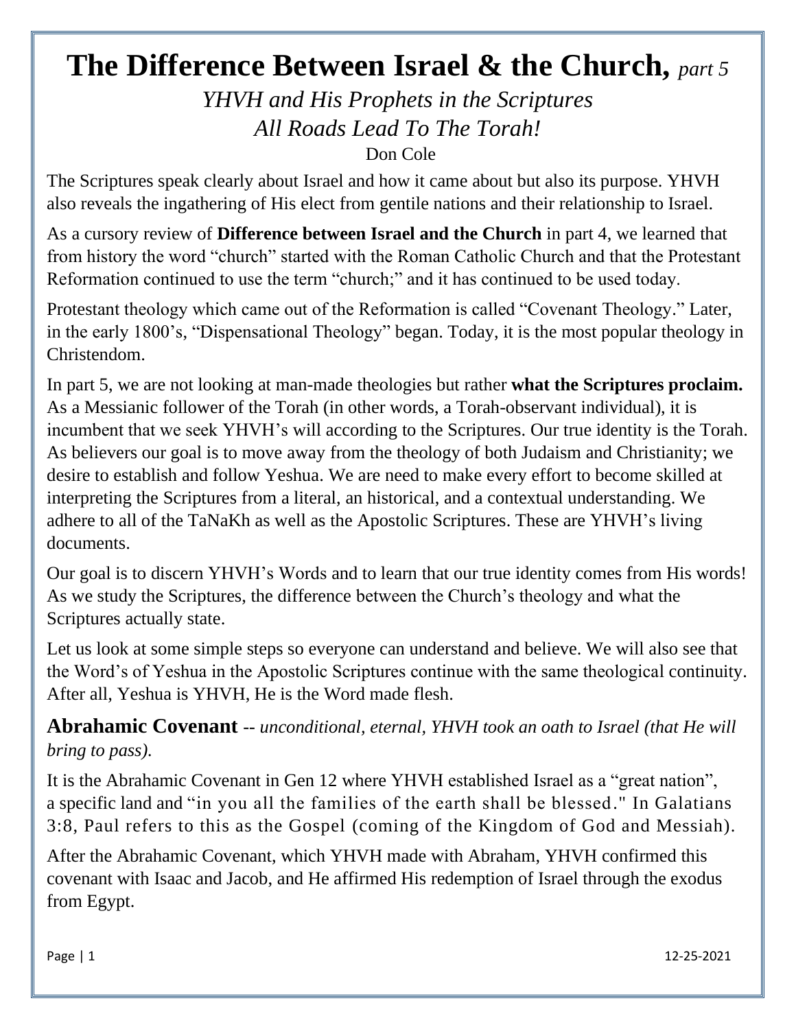# The Difference Between Israel & the Church, *part 5*

*YHVH and His Prophets in the Scriptures*
*All Roads Lead To The Torah!*
Don Cole

The Scriptures speak clearly about Israel and how it came about but also its purpose. YHVH also reveals the ingathering of His elect from gentile nations and their relationship to Israel.

As a cursory review of **Difference between Israel and the Church** in part 4, we learned that from history the word "church" started with the Roman Catholic Church and that the Protestant Reformation continued to use the term "church;" and it has continued to be used today.

Protestant theology which came out of the Reformation is called "Covenant Theology." Later, in the early 1800's, "Dispensational Theology" began. Today, it is the most popular theology in Christendom.

In part 5, we are not looking at man-made theologies but rather **what the Scriptures proclaim.** As a Messianic follower of the Torah (in other words, a Torah-observant individual), it is incumbent that we seek YHVH's will according to the Scriptures. Our true identity is the Torah. As believers our goal is to move away from the theology of both Judaism and Christianity; we desire to establish and follow Yeshua. We are need to make every effort to become skilled at interpreting the Scriptures from a literal, an historical, and a contextual understanding. We adhere to all of the TaNaKh as well as the Apostolic Scriptures. These are YHVH's living documents.

Our goal is to discern YHVH's Words and to learn that our true identity comes from His words! As we study the Scriptures, the difference between the Church's theology and what the Scriptures actually state.

Let us look at some simple steps so everyone can understand and believe. We will also see that the Word's of Yeshua in the Apostolic Scriptures continue with the same theological continuity. After all, Yeshua is YHVH, He is the Word made flesh.

## Abrahamic Covenant -- *unconditional, eternal, YHVH took an oath to Israel (that He will bring to pass).*

It is the Abrahamic Covenant in Gen 12 where YHVH established Israel as a "great nation", a specific land and "in you all the families of the earth shall be blessed." In Galatians 3:8, Paul refers to this as the Gospel (coming of the Kingdom of God and Messiah).

After the Abrahamic Covenant, which YHVH made with Abraham, YHVH confirmed this covenant with Isaac and Jacob, and He affirmed His redemption of Israel through the exodus from Egypt.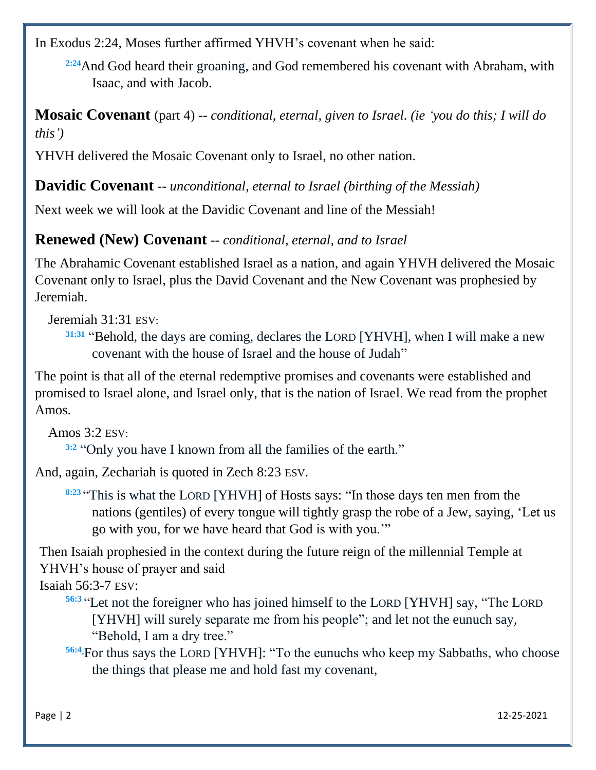In Exodus 2:24, Moses further affirmed YHVH's covenant when he said:

> [2:24]And God heard their groaning, and God remembered his covenant with Abraham, with Isaac, and with Jacob.

## **Mosaic Covenant** (part 4) -- *conditional, eternal, given to Israel. (ie 'you do this; I will do this')*

YHVH delivered the Mosaic Covenant only to Israel, no other nation.

## **Davidic Covenant** -- *unconditional, eternal to Israel (birthing of the Messiah)*

Next week we will look at the Davidic Covenant and line of the Messiah!

## **Renewed (New) Covenant** -- *conditional, eternal, and to Israel*

The Abrahamic Covenant established Israel as a nation, and again YHVH delivered the Mosaic Covenant only to Israel, plus the David Covenant and the New Covenant was prophesied by Jeremiah.

Jeremiah 31:31 ESV:

> [31:31] "Behold, the days are coming, declares the LORD [YHVH], when I will make a new covenant with the house of Israel and the house of Judah"

The point is that all of the eternal redemptive promises and covenants were established and promised to Israel alone, and Israel only, that is the nation of Israel. We read from the prophet Amos.

Amos 3:2 ESV:

> [3:2] "Only you have I known from all the families of the earth."

And, again, Zechariah is quoted in Zech 8:23 ESV.

> [8:23] "This is what the LORD [YHVH] of Hosts says: "In those days ten men from the nations (gentiles) of every tongue will tightly grasp the robe of a Jew, saying, 'Let us go with you, for we have heard that God is with you.'"

Then Isaiah prophesied in the context during the future reign of the millennial Temple at YHVH's house of prayer and said

Isaiah 56:3-7 ESV:

> [56:3] "Let not the foreigner who has joined himself to the LORD [YHVH] say, "The LORD [YHVH] will surely separate me from his people"; and let not the eunuch say, "Behold, I am a dry tree."
>
> [56:4] For thus says the LORD [YHVH]: "To the eunuchs who keep my Sabbaths, who choose the things that please me and hold fast my covenant,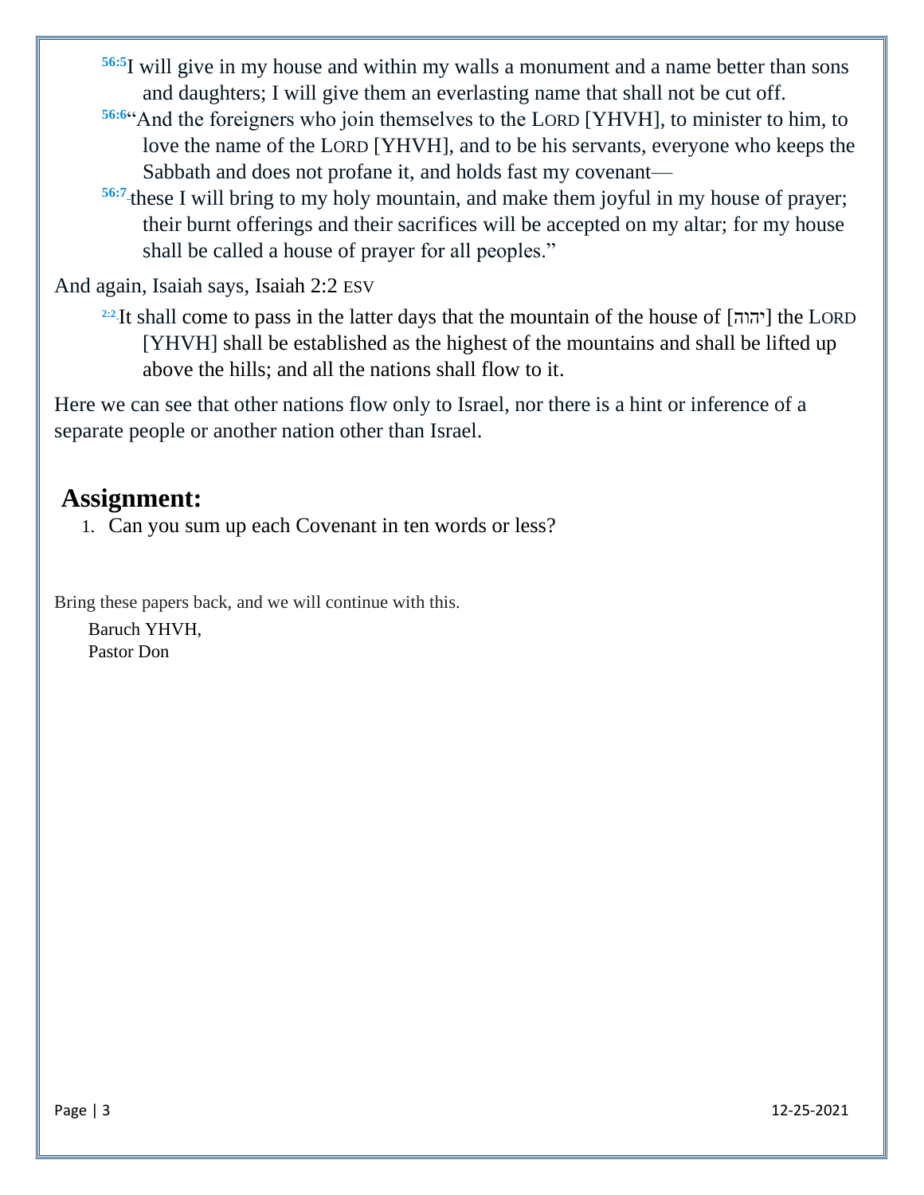[56:5]I will give in my house and within my walls a monument and a name better than sons and daughters; I will give them an everlasting name that shall not be cut off.

[56:6]"And the foreigners who join themselves to the LORD [YHVH], to minister to him, to love the name of the LORD [YHVH], and to be his servants, everyone who keeps the Sabbath and does not profane it, and holds fast my covenant—

[56:7]these I will bring to my holy mountain, and make them joyful in my house of prayer; their burnt offerings and their sacrifices will be accepted on my altar; for my house shall be called a house of prayer for all peoples."

And again, Isaiah says, Isaiah 2:2 ESV

[2:2]It shall come to pass in the latter days that the mountain of the house of [יהוה] the LORD [YHVH] shall be established as the highest of the mountains and shall be lifted up above the hills; and all the nations shall flow to it.

Here we can see that other nations flow only to Israel, nor there is a hint or inference of a separate people or another nation other than Israel.

## Assignment:

1. Can you sum up each Covenant in ten words or less?

Bring these papers back, and we will continue with this.

Baruch YHVH,
Pastor Don